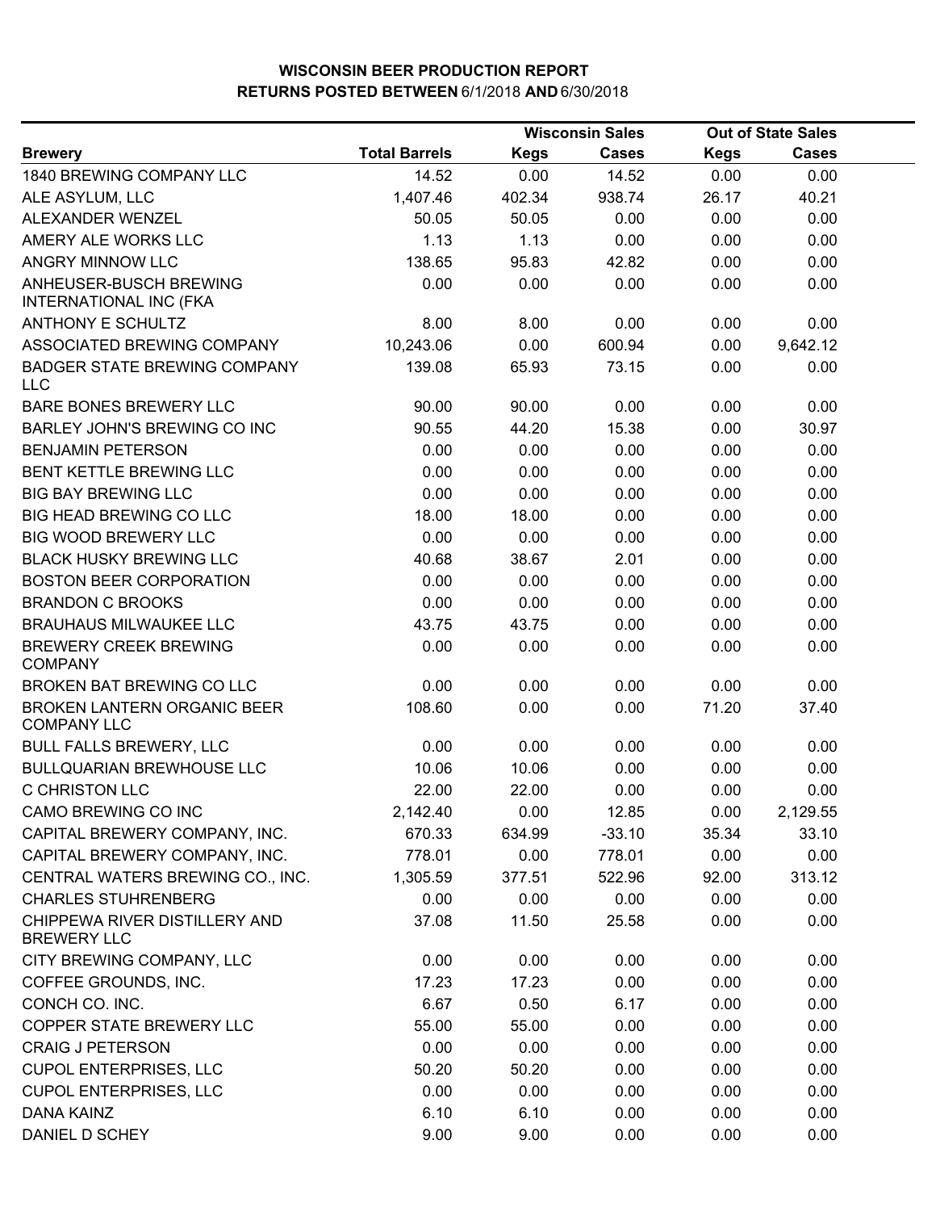# WISCONSIN BEER PRODUCTION REPORT
## RETURNS POSTED BETWEEN 6/1/2018 AND 6/30/2018

| Brewery | Total Barrels | Wisconsin Sales | | Out of State Sales | |
|---|---|---|---|---|---|
| | | Kegs | Cases | Kegs | Cases |
| 1840 BREWING COMPANY LLC | 14.52 | 0.00 | 14.52 | 0.00 | 0.00 |
| ALE ASYLUM, LLC | 1,407.46 | 402.34 | 938.74 | 26.17 | 40.21 |
| ALEXANDER WENZEL | 50.05 | 50.05 | 0.00 | 0.00 | 0.00 |
| AMERY ALE WORKS LLC | 1.13 | 1.13 | 0.00 | 0.00 | 0.00 |
| ANGRY MINNOW LLC | 138.65 | 95.83 | 42.82 | 0.00 | 0.00 |
| ANHEUSER-BUSCH BREWING INTERNATIONAL INC (FKA | 0.00 | 0.00 | 0.00 | 0.00 | 0.00 |
| ANTHONY E SCHULTZ | 8.00 | 8.00 | 0.00 | 0.00 | 0.00 |
| ASSOCIATED BREWING COMPANY | 10,243.06 | 0.00 | 600.94 | 0.00 | 9,642.12 |
| BADGER STATE BREWING COMPANY LLC | 139.08 | 65.93 | 73.15 | 0.00 | 0.00 |
| BARE BONES BREWERY LLC | 90.00 | 90.00 | 0.00 | 0.00 | 0.00 |
| BARLEY JOHN'S BREWING CO INC | 90.55 | 44.20 | 15.38 | 0.00 | 30.97 |
| BENJAMIN PETERSON | 0.00 | 0.00 | 0.00 | 0.00 | 0.00 |
| BENT KETTLE BREWING LLC | 0.00 | 0.00 | 0.00 | 0.00 | 0.00 |
| BIG BAY BREWING LLC | 0.00 | 0.00 | 0.00 | 0.00 | 0.00 |
| BIG HEAD BREWING CO LLC | 18.00 | 18.00 | 0.00 | 0.00 | 0.00 |
| BIG WOOD BREWERY LLC | 0.00 | 0.00 | 0.00 | 0.00 | 0.00 |
| BLACK HUSKY BREWING LLC | 40.68 | 38.67 | 2.01 | 0.00 | 0.00 |
| BOSTON BEER CORPORATION | 0.00 | 0.00 | 0.00 | 0.00 | 0.00 |
| BRANDON C BROOKS | 0.00 | 0.00 | 0.00 | 0.00 | 0.00 |
| BRAUHAUS MILWAUKEE LLC | 43.75 | 43.75 | 0.00 | 0.00 | 0.00 |
| BREWERY CREEK BREWING COMPANY | 0.00 | 0.00 | 0.00 | 0.00 | 0.00 |
| BROKEN BAT BREWING CO LLC | 0.00 | 0.00 | 0.00 | 0.00 | 0.00 |
| BROKEN LANTERN ORGANIC BEER COMPANY LLC | 108.60 | 0.00 | 0.00 | 71.20 | 37.40 |
| BULL FALLS BREWERY, LLC | 0.00 | 0.00 | 0.00 | 0.00 | 0.00 |
| BULLQUARIAN BREWHOUSE LLC | 10.06 | 10.06 | 0.00 | 0.00 | 0.00 |
| C CHRISTON LLC | 22.00 | 22.00 | 0.00 | 0.00 | 0.00 |
| CAMO BREWING CO INC | 2,142.40 | 0.00 | 12.85 | 0.00 | 2,129.55 |
| CAPITAL BREWERY COMPANY, INC. | 670.33 | 634.99 | -33.10 | 35.34 | 33.10 |
| CAPITAL BREWERY COMPANY, INC. | 778.01 | 0.00 | 778.01 | 0.00 | 0.00 |
| CENTRAL WATERS BREWING CO., INC. | 1,305.59 | 377.51 | 522.96 | 92.00 | 313.12 |
| CHARLES STUHRENBERG | 0.00 | 0.00 | 0.00 | 0.00 | 0.00 |
| CHIPPEWA RIVER DISTILLERY AND BREWERY LLC | 37.08 | 11.50 | 25.58 | 0.00 | 0.00 |
| CITY BREWING COMPANY, LLC | 0.00 | 0.00 | 0.00 | 0.00 | 0.00 |
| COFFEE GROUNDS, INC. | 17.23 | 17.23 | 0.00 | 0.00 | 0.00 |
| CONCH CO. INC. | 6.67 | 0.50 | 6.17 | 0.00 | 0.00 |
| COPPER STATE BREWERY LLC | 55.00 | 55.00 | 0.00 | 0.00 | 0.00 |
| CRAIG J PETERSON | 0.00 | 0.00 | 0.00 | 0.00 | 0.00 |
| CUPOL ENTERPRISES, LLC | 50.20 | 50.20 | 0.00 | 0.00 | 0.00 |
| CUPOL ENTERPRISES, LLC | 0.00 | 0.00 | 0.00 | 0.00 | 0.00 |
| DANA KAINZ | 6.10 | 6.10 | 0.00 | 0.00 | 0.00 |
| DANIEL D SCHEY | 9.00 | 9.00 | 0.00 | 0.00 | 0.00 |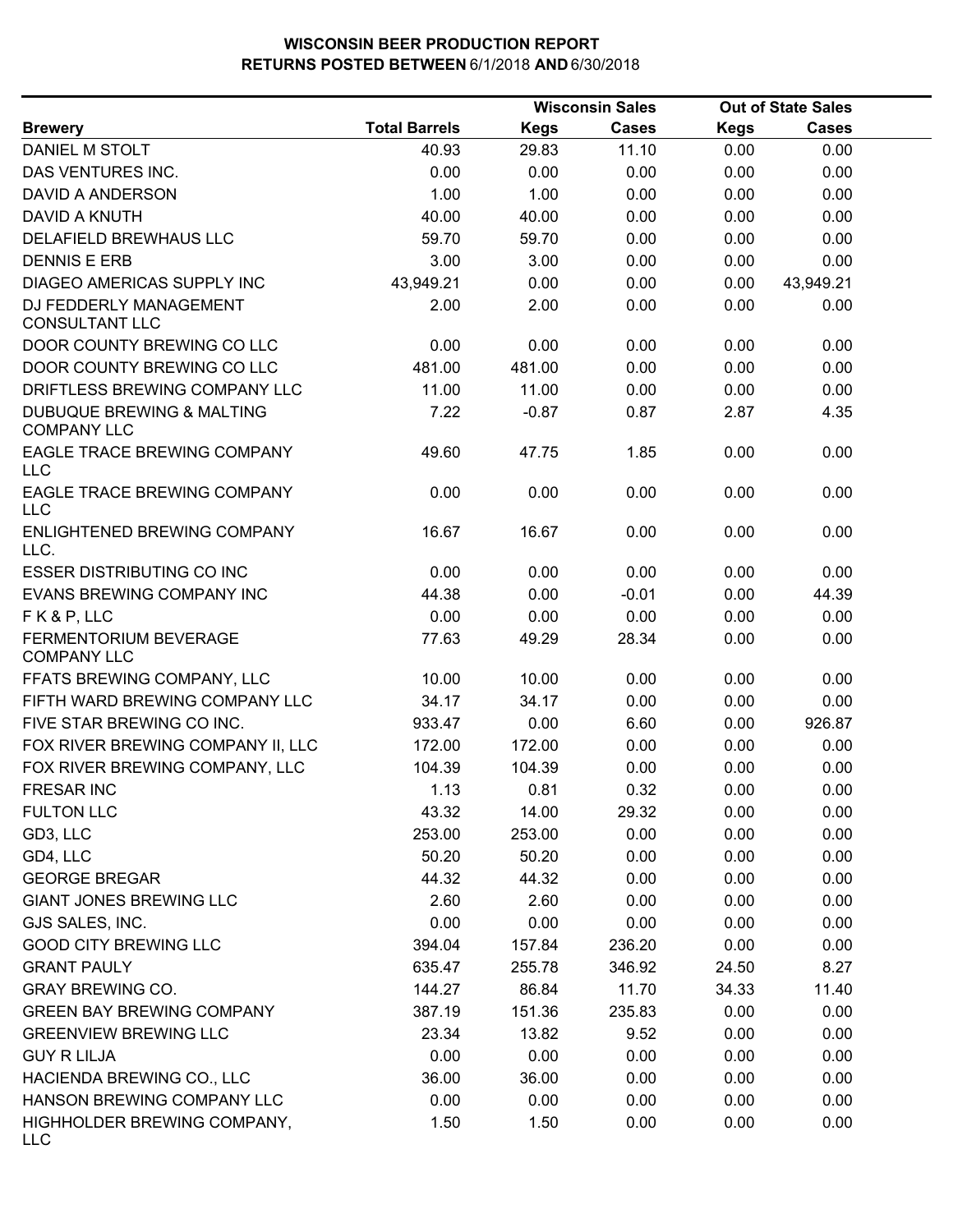**WISCONSIN BEER PRODUCTION REPORT**
**RETURNS POSTED BETWEEN 6/1/2018 AND 6/30/2018**

| Brewery | Total Barrels | Wisconsin Sales Kegs | Wisconsin Sales Cases | Out of State Sales Kegs | Out of State Sales Cases |
|---|---|---|---|---|---|
| DANIEL M STOLT | 40.93 | 29.83 | 11.10 | 0.00 | 0.00 |
| DAS VENTURES INC. | 0.00 | 0.00 | 0.00 | 0.00 | 0.00 |
| DAVID A ANDERSON | 1.00 | 1.00 | 0.00 | 0.00 | 0.00 |
| DAVID A KNUTH | 40.00 | 40.00 | 0.00 | 0.00 | 0.00 |
| DELAFIELD BREWHAUS LLC | 59.70 | 59.70 | 0.00 | 0.00 | 0.00 |
| DENNIS E ERB | 3.00 | 3.00 | 0.00 | 0.00 | 0.00 |
| DIAGEO AMERICAS SUPPLY INC | 43,949.21 | 0.00 | 0.00 | 0.00 | 43,949.21 |
| DJ FEDDERLY MANAGEMENT CONSULTANT LLC | 2.00 | 2.00 | 0.00 | 0.00 | 0.00 |
| DOOR COUNTY BREWING CO LLC | 0.00 | 0.00 | 0.00 | 0.00 | 0.00 |
| DOOR COUNTY BREWING CO LLC | 481.00 | 481.00 | 0.00 | 0.00 | 0.00 |
| DRIFTLESS BREWING COMPANY LLC | 11.00 | 11.00 | 0.00 | 0.00 | 0.00 |
| DUBUQUE BREWING & MALTING COMPANY LLC | 7.22 | -0.87 | 0.87 | 2.87 | 4.35 |
| EAGLE TRACE BREWING COMPANY LLC | 49.60 | 47.75 | 1.85 | 0.00 | 0.00 |
| EAGLE TRACE BREWING COMPANY LLC | 0.00 | 0.00 | 0.00 | 0.00 | 0.00 |
| ENLIGHTENED BREWING COMPANY LLC. | 16.67 | 16.67 | 0.00 | 0.00 | 0.00 |
| ESSER DISTRIBUTING CO INC | 0.00 | 0.00 | 0.00 | 0.00 | 0.00 |
| EVANS BREWING COMPANY INC | 44.38 | 0.00 | -0.01 | 0.00 | 44.39 |
| F K & P, LLC | 0.00 | 0.00 | 0.00 | 0.00 | 0.00 |
| FERMENTORIUM BEVERAGE COMPANY LLC | 77.63 | 49.29 | 28.34 | 0.00 | 0.00 |
| FFATS BREWING COMPANY, LLC | 10.00 | 10.00 | 0.00 | 0.00 | 0.00 |
| FIFTH WARD BREWING COMPANY LLC | 34.17 | 34.17 | 0.00 | 0.00 | 0.00 |
| FIVE STAR BREWING CO INC. | 933.47 | 0.00 | 6.60 | 0.00 | 926.87 |
| FOX RIVER BREWING COMPANY II, LLC | 172.00 | 172.00 | 0.00 | 0.00 | 0.00 |
| FOX RIVER BREWING COMPANY, LLC | 104.39 | 104.39 | 0.00 | 0.00 | 0.00 |
| FRESAR INC | 1.13 | 0.81 | 0.32 | 0.00 | 0.00 |
| FULTON LLC | 43.32 | 14.00 | 29.32 | 0.00 | 0.00 |
| GD3, LLC | 253.00 | 253.00 | 0.00 | 0.00 | 0.00 |
| GD4, LLC | 50.20 | 50.20 | 0.00 | 0.00 | 0.00 |
| GEORGE BREGAR | 44.32 | 44.32 | 0.00 | 0.00 | 0.00 |
| GIANT JONES BREWING LLC | 2.60 | 2.60 | 0.00 | 0.00 | 0.00 |
| GJS SALES, INC. | 0.00 | 0.00 | 0.00 | 0.00 | 0.00 |
| GOOD CITY BREWING LLC | 394.04 | 157.84 | 236.20 | 0.00 | 0.00 |
| GRANT PAULY | 635.47 | 255.78 | 346.92 | 24.50 | 8.27 |
| GRAY BREWING CO. | 144.27 | 86.84 | 11.70 | 34.33 | 11.40 |
| GREEN BAY BREWING COMPANY | 387.19 | 151.36 | 235.83 | 0.00 | 0.00 |
| GREENVIEW BREWING LLC | 23.34 | 13.82 | 9.52 | 0.00 | 0.00 |
| GUY R LILJA | 0.00 | 0.00 | 0.00 | 0.00 | 0.00 |
| HACIENDA BREWING CO., LLC | 36.00 | 36.00 | 0.00 | 0.00 | 0.00 |
| HANSON BREWING COMPANY LLC | 0.00 | 0.00 | 0.00 | 0.00 | 0.00 |
| HIGHHOLDER BREWING COMPANY, LLC | 1.50 | 1.50 | 0.00 | 0.00 | 0.00 |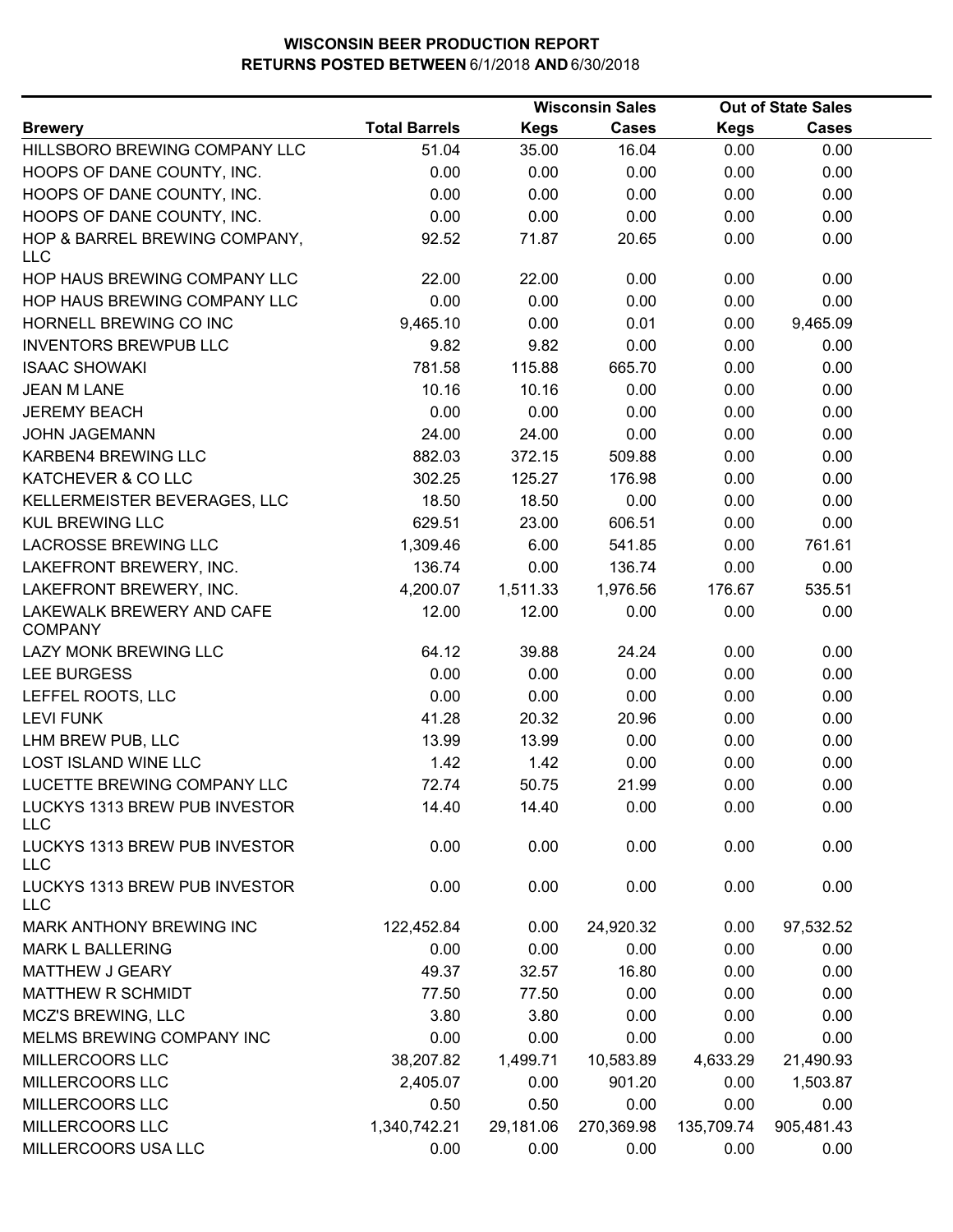**WISCONSIN BEER PRODUCTION REPORT**
**RETURNS POSTED BETWEEN 6/1/2018 AND 6/30/2018**

| Brewery | Total Barrels | Wisconsin Sales Kegs | Wisconsin Sales Cases | Out of State Sales Kegs | Out of State Sales Cases |
|---|---|---|---|---|---|
| HILLSBORO BREWING COMPANY LLC | 51.04 | 35.00 | 16.04 | 0.00 | 0.00 |
| HOOPS OF DANE COUNTY, INC. | 0.00 | 0.00 | 0.00 | 0.00 | 0.00 |
| HOOPS OF DANE COUNTY, INC. | 0.00 | 0.00 | 0.00 | 0.00 | 0.00 |
| HOOPS OF DANE COUNTY, INC. | 0.00 | 0.00 | 0.00 | 0.00 | 0.00 |
| HOP & BARREL BREWING COMPANY, LLC | 92.52 | 71.87 | 20.65 | 0.00 | 0.00 |
| HOP HAUS BREWING COMPANY LLC | 22.00 | 22.00 | 0.00 | 0.00 | 0.00 |
| HOP HAUS BREWING COMPANY LLC | 0.00 | 0.00 | 0.00 | 0.00 | 0.00 |
| HORNELL BREWING CO INC | 9,465.10 | 0.00 | 0.01 | 0.00 | 9,465.09 |
| INVENTORS BREWPUB LLC | 9.82 | 9.82 | 0.00 | 0.00 | 0.00 |
| ISAAC SHOWAKI | 781.58 | 115.88 | 665.70 | 0.00 | 0.00 |
| JEAN M LANE | 10.16 | 10.16 | 0.00 | 0.00 | 0.00 |
| JEREMY BEACH | 0.00 | 0.00 | 0.00 | 0.00 | 0.00 |
| JOHN JAGEMANN | 24.00 | 24.00 | 0.00 | 0.00 | 0.00 |
| KARBEN4 BREWING LLC | 882.03 | 372.15 | 509.88 | 0.00 | 0.00 |
| KATCHEVER & CO LLC | 302.25 | 125.27 | 176.98 | 0.00 | 0.00 |
| KELLERMEISTER BEVERAGES, LLC | 18.50 | 18.50 | 0.00 | 0.00 | 0.00 |
| KUL BREWING LLC | 629.51 | 23.00 | 606.51 | 0.00 | 0.00 |
| LACROSSE BREWING LLC | 1,309.46 | 6.00 | 541.85 | 0.00 | 761.61 |
| LAKEFRONT BREWERY, INC. | 136.74 | 0.00 | 136.74 | 0.00 | 0.00 |
| LAKEFRONT BREWERY, INC. | 4,200.07 | 1,511.33 | 1,976.56 | 176.67 | 535.51 |
| LAKEWALK BREWERY AND CAFE COMPANY | 12.00 | 12.00 | 0.00 | 0.00 | 0.00 |
| LAZY MONK BREWING LLC | 64.12 | 39.88 | 24.24 | 0.00 | 0.00 |
| LEE BURGESS | 0.00 | 0.00 | 0.00 | 0.00 | 0.00 |
| LEFFEL ROOTS, LLC | 0.00 | 0.00 | 0.00 | 0.00 | 0.00 |
| LEVI FUNK | 41.28 | 20.32 | 20.96 | 0.00 | 0.00 |
| LHM BREW PUB, LLC | 13.99 | 13.99 | 0.00 | 0.00 | 0.00 |
| LOST ISLAND WINE LLC | 1.42 | 1.42 | 0.00 | 0.00 | 0.00 |
| LUCETTE BREWING COMPANY LLC | 72.74 | 50.75 | 21.99 | 0.00 | 0.00 |
| LUCKYS 1313 BREW PUB INVESTOR LLC | 14.40 | 14.40 | 0.00 | 0.00 | 0.00 |
| LUCKYS 1313 BREW PUB INVESTOR LLC | 0.00 | 0.00 | 0.00 | 0.00 | 0.00 |
| LUCKYS 1313 BREW PUB INVESTOR LLC | 0.00 | 0.00 | 0.00 | 0.00 | 0.00 |
| MARK ANTHONY BREWING INC | 122,452.84 | 0.00 | 24,920.32 | 0.00 | 97,532.52 |
| MARK L BALLERING | 0.00 | 0.00 | 0.00 | 0.00 | 0.00 |
| MATTHEW J GEARY | 49.37 | 32.57 | 16.80 | 0.00 | 0.00 |
| MATTHEW R SCHMIDT | 77.50 | 77.50 | 0.00 | 0.00 | 0.00 |
| MCZ'S BREWING, LLC | 3.80 | 3.80 | 0.00 | 0.00 | 0.00 |
| MELMS BREWING COMPANY INC | 0.00 | 0.00 | 0.00 | 0.00 | 0.00 |
| MILLERCOORS LLC | 38,207.82 | 1,499.71 | 10,583.89 | 4,633.29 | 21,490.93 |
| MILLERCOORS LLC | 2,405.07 | 0.00 | 901.20 | 0.00 | 1,503.87 |
| MILLERCOORS LLC | 0.50 | 0.50 | 0.00 | 0.00 | 0.00 |
| MILLERCOORS LLC | 1,340,742.21 | 29,181.06 | 270,369.98 | 135,709.74 | 905,481.43 |
| MILLERCOORS USA LLC | 0.00 | 0.00 | 0.00 | 0.00 | 0.00 |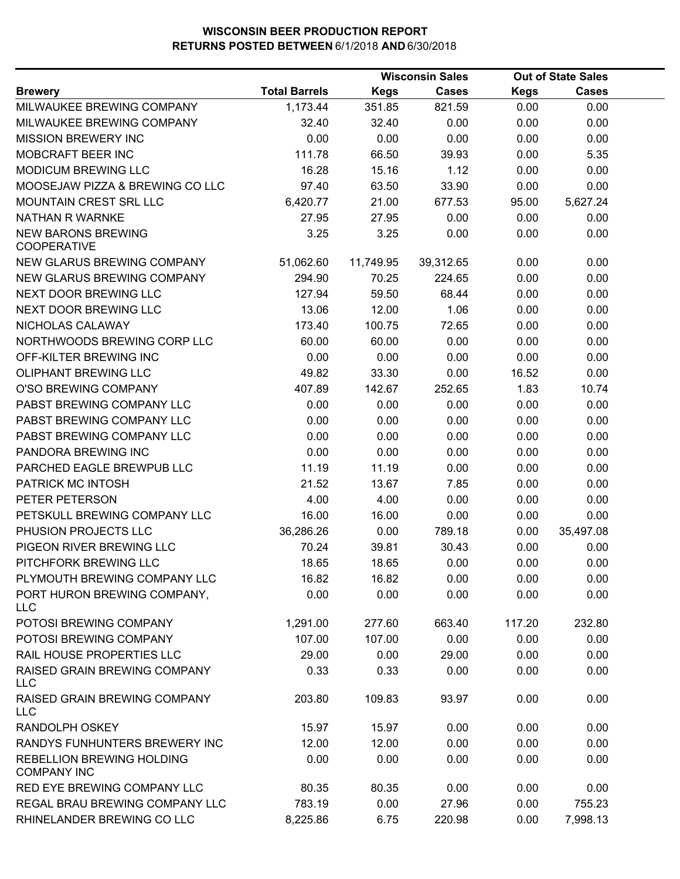# WISCONSIN BEER PRODUCTION REPORT
## RETURNS POSTED BETWEEN 6/1/2018 AND 6/30/2018

| Brewery | Total Barrels | Wisconsin Sales Kegs | Wisconsin Sales Cases | Out of State Sales Kegs | Out of State Sales Cases |
|---|---|---|---|---|---|
| MILWAUKEE BREWING COMPANY | 1,173.44 | 351.85 | 821.59 | 0.00 | 0.00 |
| MILWAUKEE BREWING COMPANY | 32.40 | 32.40 | 0.00 | 0.00 | 0.00 |
| MISSION BREWERY INC | 0.00 | 0.00 | 0.00 | 0.00 | 0.00 |
| MOBCRAFT BEER INC | 111.78 | 66.50 | 39.93 | 0.00 | 5.35 |
| MODICUM BREWING LLC | 16.28 | 15.16 | 1.12 | 0.00 | 0.00 |
| MOOSEJAW PIZZA & BREWING CO LLC | 97.40 | 63.50 | 33.90 | 0.00 | 0.00 |
| MOUNTAIN CREST SRL LLC | 6,420.77 | 21.00 | 677.53 | 95.00 | 5,627.24 |
| NATHAN R WARNKE | 27.95 | 27.95 | 0.00 | 0.00 | 0.00 |
| NEW BARONS BREWING COOPERATIVE | 3.25 | 3.25 | 0.00 | 0.00 | 0.00 |
| NEW GLARUS BREWING COMPANY | 51,062.60 | 11,749.95 | 39,312.65 | 0.00 | 0.00 |
| NEW GLARUS BREWING COMPANY | 294.90 | 70.25 | 224.65 | 0.00 | 0.00 |
| NEXT DOOR BREWING LLC | 127.94 | 59.50 | 68.44 | 0.00 | 0.00 |
| NEXT DOOR BREWING LLC | 13.06 | 12.00 | 1.06 | 0.00 | 0.00 |
| NICHOLAS CALAWAY | 173.40 | 100.75 | 72.65 | 0.00 | 0.00 |
| NORTHWOODS BREWING CORP LLC | 60.00 | 60.00 | 0.00 | 0.00 | 0.00 |
| OFF-KILTER BREWING INC | 0.00 | 0.00 | 0.00 | 0.00 | 0.00 |
| OLIPHANT BREWING LLC | 49.82 | 33.30 | 0.00 | 16.52 | 0.00 |
| O'SO BREWING COMPANY | 407.89 | 142.67 | 252.65 | 1.83 | 10.74 |
| PABST BREWING COMPANY LLC | 0.00 | 0.00 | 0.00 | 0.00 | 0.00 |
| PABST BREWING COMPANY LLC | 0.00 | 0.00 | 0.00 | 0.00 | 0.00 |
| PABST BREWING COMPANY LLC | 0.00 | 0.00 | 0.00 | 0.00 | 0.00 |
| PANDORA BREWING INC | 0.00 | 0.00 | 0.00 | 0.00 | 0.00 |
| PARCHED EAGLE BREWPUB LLC | 11.19 | 11.19 | 0.00 | 0.00 | 0.00 |
| PATRICK MC INTOSH | 21.52 | 13.67 | 7.85 | 0.00 | 0.00 |
| PETER PETERSON | 4.00 | 4.00 | 0.00 | 0.00 | 0.00 |
| PETSKULL BREWING COMPANY LLC | 16.00 | 16.00 | 0.00 | 0.00 | 0.00 |
| PHUSION PROJECTS LLC | 36,286.26 | 0.00 | 789.18 | 0.00 | 35,497.08 |
| PIGEON RIVER BREWING LLC | 70.24 | 39.81 | 30.43 | 0.00 | 0.00 |
| PITCHFORK BREWING LLC | 18.65 | 18.65 | 0.00 | 0.00 | 0.00 |
| PLYMOUTH BREWING COMPANY LLC | 16.82 | 16.82 | 0.00 | 0.00 | 0.00 |
| PORT HURON BREWING COMPANY, LLC | 0.00 | 0.00 | 0.00 | 0.00 | 0.00 |
| POTOSI BREWING COMPANY | 1,291.00 | 277.60 | 663.40 | 117.20 | 232.80 |
| POTOSI BREWING COMPANY | 107.00 | 107.00 | 0.00 | 0.00 | 0.00 |
| RAIL HOUSE PROPERTIES LLC | 29.00 | 0.00 | 29.00 | 0.00 | 0.00 |
| RAISED GRAIN BREWING COMPANY LLC | 0.33 | 0.33 | 0.00 | 0.00 | 0.00 |
| RAISED GRAIN BREWING COMPANY LLC | 203.80 | 109.83 | 93.97 | 0.00 | 0.00 |
| RANDOLPH OSKEY | 15.97 | 15.97 | 0.00 | 0.00 | 0.00 |
| RANDYS FUNHUNTERS BREWERY INC | 12.00 | 12.00 | 0.00 | 0.00 | 0.00 |
| REBELLION BREWING HOLDING COMPANY INC | 0.00 | 0.00 | 0.00 | 0.00 | 0.00 |
| RED EYE BREWING COMPANY LLC | 80.35 | 80.35 | 0.00 | 0.00 | 0.00 |
| REGAL BRAU BREWING COMPANY LLC | 783.19 | 0.00 | 27.96 | 0.00 | 755.23 |
| RHINELANDER BREWING CO LLC | 8,225.86 | 6.75 | 220.98 | 0.00 | 7,998.13 |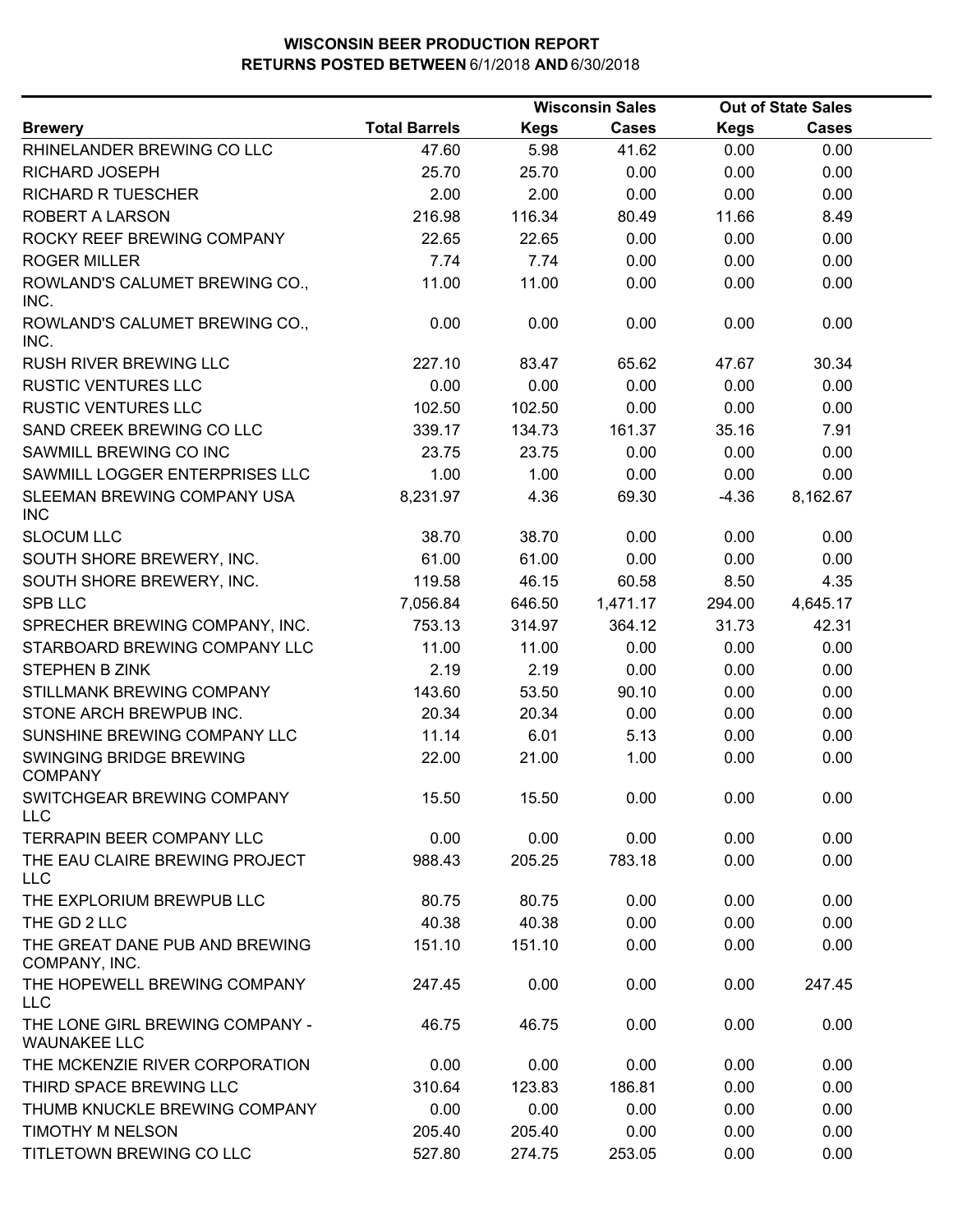# WISCONSIN BEER PRODUCTION REPORT
## RETURNS POSTED BETWEEN 6/1/2018 AND 6/30/2018

| Brewery | Total Barrels | Wisconsin Sales Kegs | Wisconsin Sales Cases | Out of State Sales Kegs | Out of State Sales Cases |
|---|---|---|---|---|---|
| RHINELANDER BREWING CO LLC | 47.60 | 5.98 | 41.62 | 0.00 | 0.00 |
| RICHARD JOSEPH | 25.70 | 25.70 | 0.00 | 0.00 | 0.00 |
| RICHARD R TUESCHER | 2.00 | 2.00 | 0.00 | 0.00 | 0.00 |
| ROBERT A LARSON | 216.98 | 116.34 | 80.49 | 11.66 | 8.49 |
| ROCKY REEF BREWING COMPANY | 22.65 | 22.65 | 0.00 | 0.00 | 0.00 |
| ROGER MILLER | 7.74 | 7.74 | 0.00 | 0.00 | 0.00 |
| ROWLAND'S CALUMET BREWING CO., INC. | 11.00 | 11.00 | 0.00 | 0.00 | 0.00 |
| ROWLAND'S CALUMET BREWING CO., INC. | 0.00 | 0.00 | 0.00 | 0.00 | 0.00 |
| RUSH RIVER BREWING LLC | 227.10 | 83.47 | 65.62 | 47.67 | 30.34 |
| RUSTIC VENTURES LLC | 0.00 | 0.00 | 0.00 | 0.00 | 0.00 |
| RUSTIC VENTURES LLC | 102.50 | 102.50 | 0.00 | 0.00 | 0.00 |
| SAND CREEK BREWING CO LLC | 339.17 | 134.73 | 161.37 | 35.16 | 7.91 |
| SAWMILL BREWING CO INC | 23.75 | 23.75 | 0.00 | 0.00 | 0.00 |
| SAWMILL LOGGER ENTERPRISES LLC | 1.00 | 1.00 | 0.00 | 0.00 | 0.00 |
| SLEEMAN BREWING COMPANY USA INC | 8,231.97 | 4.36 | 69.30 | -4.36 | 8,162.67 |
| SLOCUM LLC | 38.70 | 38.70 | 0.00 | 0.00 | 0.00 |
| SOUTH SHORE BREWERY, INC. | 61.00 | 61.00 | 0.00 | 0.00 | 0.00 |
| SOUTH SHORE BREWERY, INC. | 119.58 | 46.15 | 60.58 | 8.50 | 4.35 |
| SPB LLC | 7,056.84 | 646.50 | 1,471.17 | 294.00 | 4,645.17 |
| SPRECHER BREWING COMPANY, INC. | 753.13 | 314.97 | 364.12 | 31.73 | 42.31 |
| STARBOARD BREWING COMPANY LLC | 11.00 | 11.00 | 0.00 | 0.00 | 0.00 |
| STEPHEN B ZINK | 2.19 | 2.19 | 0.00 | 0.00 | 0.00 |
| STILLMANK BREWING COMPANY | 143.60 | 53.50 | 90.10 | 0.00 | 0.00 |
| STONE ARCH BREWPUB INC. | 20.34 | 20.34 | 0.00 | 0.00 | 0.00 |
| SUNSHINE BREWING COMPANY LLC | 11.14 | 6.01 | 5.13 | 0.00 | 0.00 |
| SWINGING BRIDGE BREWING COMPANY | 22.00 | 21.00 | 1.00 | 0.00 | 0.00 |
| SWITCHGEAR BREWING COMPANY LLC | 15.50 | 15.50 | 0.00 | 0.00 | 0.00 |
| TERRAPIN BEER COMPANY LLC | 0.00 | 0.00 | 0.00 | 0.00 | 0.00 |
| THE EAU CLAIRE BREWING PROJECT LLC | 988.43 | 205.25 | 783.18 | 0.00 | 0.00 |
| THE EXPLORIUM BREWPUB LLC | 80.75 | 80.75 | 0.00 | 0.00 | 0.00 |
| THE GD 2 LLC | 40.38 | 40.38 | 0.00 | 0.00 | 0.00 |
| THE GREAT DANE PUB AND BREWING COMPANY, INC. | 151.10 | 151.10 | 0.00 | 0.00 | 0.00 |
| THE HOPEWELL BREWING COMPANY LLC | 247.45 | 0.00 | 0.00 | 0.00 | 247.45 |
| THE LONE GIRL BREWING COMPANY - WAUNAKEE LLC | 46.75 | 46.75 | 0.00 | 0.00 | 0.00 |
| THE MCKENZIE RIVER CORPORATION | 0.00 | 0.00 | 0.00 | 0.00 | 0.00 |
| THIRD SPACE BREWING LLC | 310.64 | 123.83 | 186.81 | 0.00 | 0.00 |
| THUMB KNUCKLE BREWING COMPANY | 0.00 | 0.00 | 0.00 | 0.00 | 0.00 |
| TIMOTHY M NELSON | 205.40 | 205.40 | 0.00 | 0.00 | 0.00 |
| TITLETOWN BREWING CO LLC | 527.80 | 274.75 | 253.05 | 0.00 | 0.00 |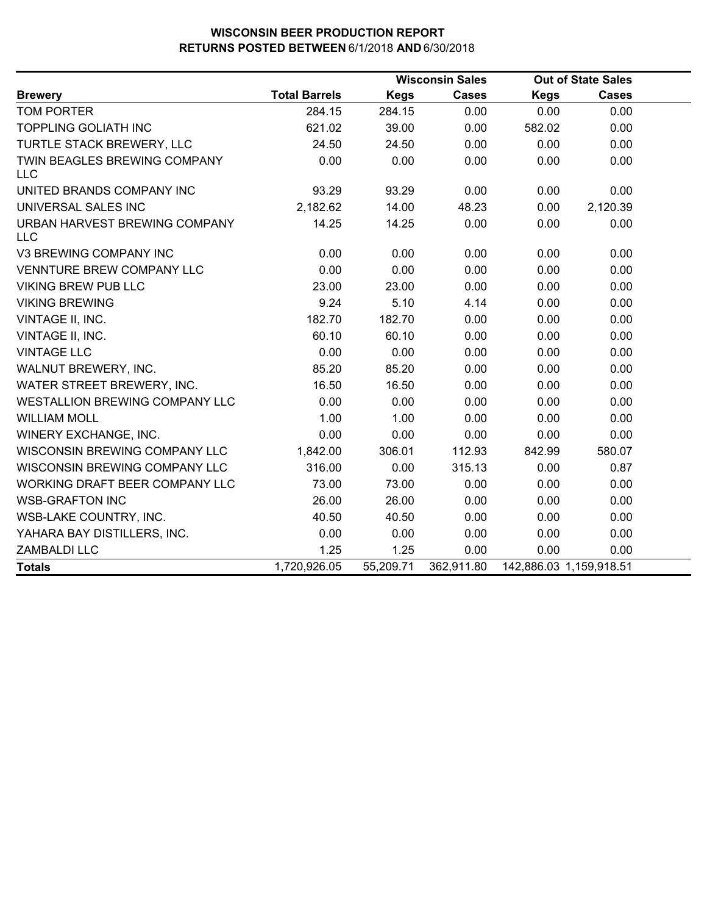**WISCONSIN BEER PRODUCTION REPORT**
**RETURNS POSTED BETWEEN** 6/1/2018 **AND** 6/30/2018

| | | Wisconsin Sales | | Out of State Sales | |
|---|---|---|---|---|---|
| **Brewery** | **Total Barrels** | **Kegs** | **Cases** | **Kegs** | **Cases** |
| TOM PORTER | 284.15 | 284.15 | 0.00 | 0.00 | 0.00 |
| TOPPLING GOLIATH INC | 621.02 | 39.00 | 0.00 | 582.02 | 0.00 |
| TURTLE STACK BREWERY, LLC | 24.50 | 24.50 | 0.00 | 0.00 | 0.00 |
| TWIN BEAGLES BREWING COMPANY LLC | 0.00 | 0.00 | 0.00 | 0.00 | 0.00 |
| UNITED BRANDS COMPANY INC | 93.29 | 93.29 | 0.00 | 0.00 | 0.00 |
| UNIVERSAL SALES INC | 2,182.62 | 14.00 | 48.23 | 0.00 | 2,120.39 |
| URBAN HARVEST BREWING COMPANY LLC | 14.25 | 14.25 | 0.00 | 0.00 | 0.00 |
| V3 BREWING COMPANY INC | 0.00 | 0.00 | 0.00 | 0.00 | 0.00 |
| VENNTURE BREW COMPANY LLC | 0.00 | 0.00 | 0.00 | 0.00 | 0.00 |
| VIKING BREW PUB LLC | 23.00 | 23.00 | 0.00 | 0.00 | 0.00 |
| VIKING BREWING | 9.24 | 5.10 | 4.14 | 0.00 | 0.00 |
| VINTAGE II, INC. | 182.70 | 182.70 | 0.00 | 0.00 | 0.00 |
| VINTAGE II, INC. | 60.10 | 60.10 | 0.00 | 0.00 | 0.00 |
| VINTAGE LLC | 0.00 | 0.00 | 0.00 | 0.00 | 0.00 |
| WALNUT BREWERY, INC. | 85.20 | 85.20 | 0.00 | 0.00 | 0.00 |
| WATER STREET BREWERY, INC. | 16.50 | 16.50 | 0.00 | 0.00 | 0.00 |
| WESTALLION BREWING COMPANY LLC | 0.00 | 0.00 | 0.00 | 0.00 | 0.00 |
| WILLIAM MOLL | 1.00 | 1.00 | 0.00 | 0.00 | 0.00 |
| WINERY EXCHANGE, INC. | 0.00 | 0.00 | 0.00 | 0.00 | 0.00 |
| WISCONSIN BREWING COMPANY LLC | 1,842.00 | 306.01 | 112.93 | 842.99 | 580.07 |
| WISCONSIN BREWING COMPANY LLC | 316.00 | 0.00 | 315.13 | 0.00 | 0.87 |
| WORKING DRAFT BEER COMPANY LLC | 73.00 | 73.00 | 0.00 | 0.00 | 0.00 |
| WSB-GRAFTON INC | 26.00 | 26.00 | 0.00 | 0.00 | 0.00 |
| WSB-LAKE COUNTRY, INC. | 40.50 | 40.50 | 0.00 | 0.00 | 0.00 |
| YAHARA BAY DISTILLERS, INC. | 0.00 | 0.00 | 0.00 | 0.00 | 0.00 |
| ZAMBALDI LLC | 1.25 | 1.25 | 0.00 | 0.00 | 0.00 |
| **Totals** | 1,720,926.05 | 55,209.71 | 362,911.80 | 142,886.03 | 1,159,918.51 |